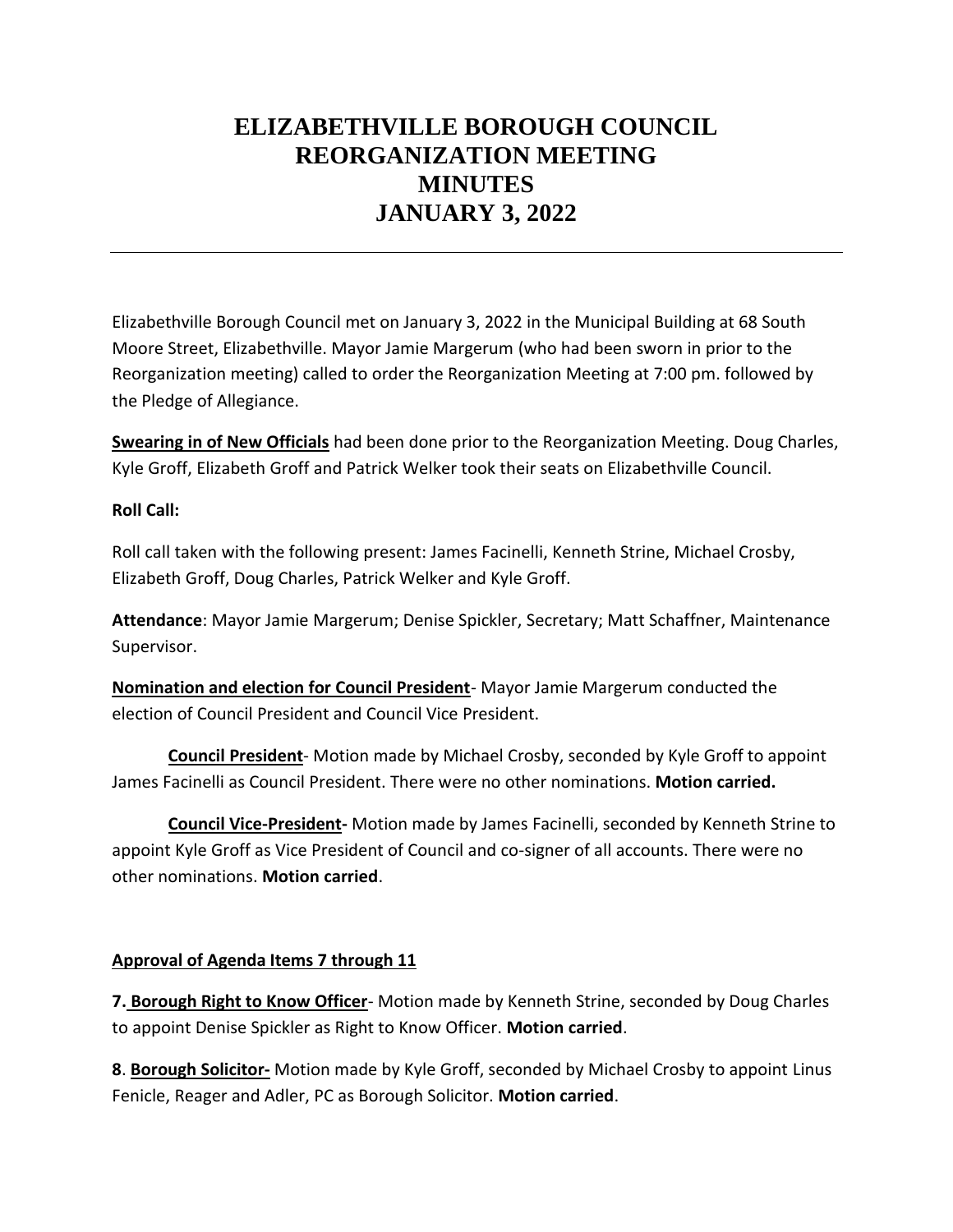# ELIZABETHVILLE BOROUGH COUNCIL REORGANIZATION MEETING MINUTES JANUARY 3, 2022

---

Elizabethville Borough Council met on January 3, 2022 in the Municipal Building at 68 South Moore Street, Elizabethville. Mayor Jamie Margerum (who had been sworn in prior to the Reorganization meeting) called to order the Reorganization Meeting at 7:00 pm. followed by the Pledge of Allegiance.

**Swearing in of New Officials** had been done prior to the Reorganization Meeting. Doug Charles, Kyle Groff, Elizabeth Groff and Patrick Welker took their seats on Elizabethville Council.

**Roll Call:**

Roll call taken with the following present: James Facinelli, Kenneth Strine, Michael Crosby, Elizabeth Groff, Doug Charles, Patrick Welker and Kyle Groff.

**Attendance**: Mayor Jamie Margerum; Denise Spickler, Secretary; Matt Schaffner, Maintenance Supervisor.

**Nomination and election for Council President**- Mayor Jamie Margerum conducted the election of Council President and Council Vice President.

**Council President**- Motion made by Michael Crosby, seconded by Kyle Groff to appoint James Facinelli as Council President. There were no other nominations. **Motion carried.**

**Council Vice-President-** Motion made by James Facinelli, seconded by Kenneth Strine to appoint Kyle Groff as Vice President of Council and co-signer of all accounts. There were no other nominations. **Motion carried**.

**Approval of Agenda Items 7 through 11**

**7. Borough Right to Know Officer**- Motion made by Kenneth Strine, seconded by Doug Charles to appoint Denise Spickler as Right to Know Officer. **Motion carried**.

**8**. **Borough Solicitor-** Motion made by Kyle Groff, seconded by Michael Crosby to appoint Linus Fenicle, Reager and Adler, PC as Borough Solicitor. **Motion carried**.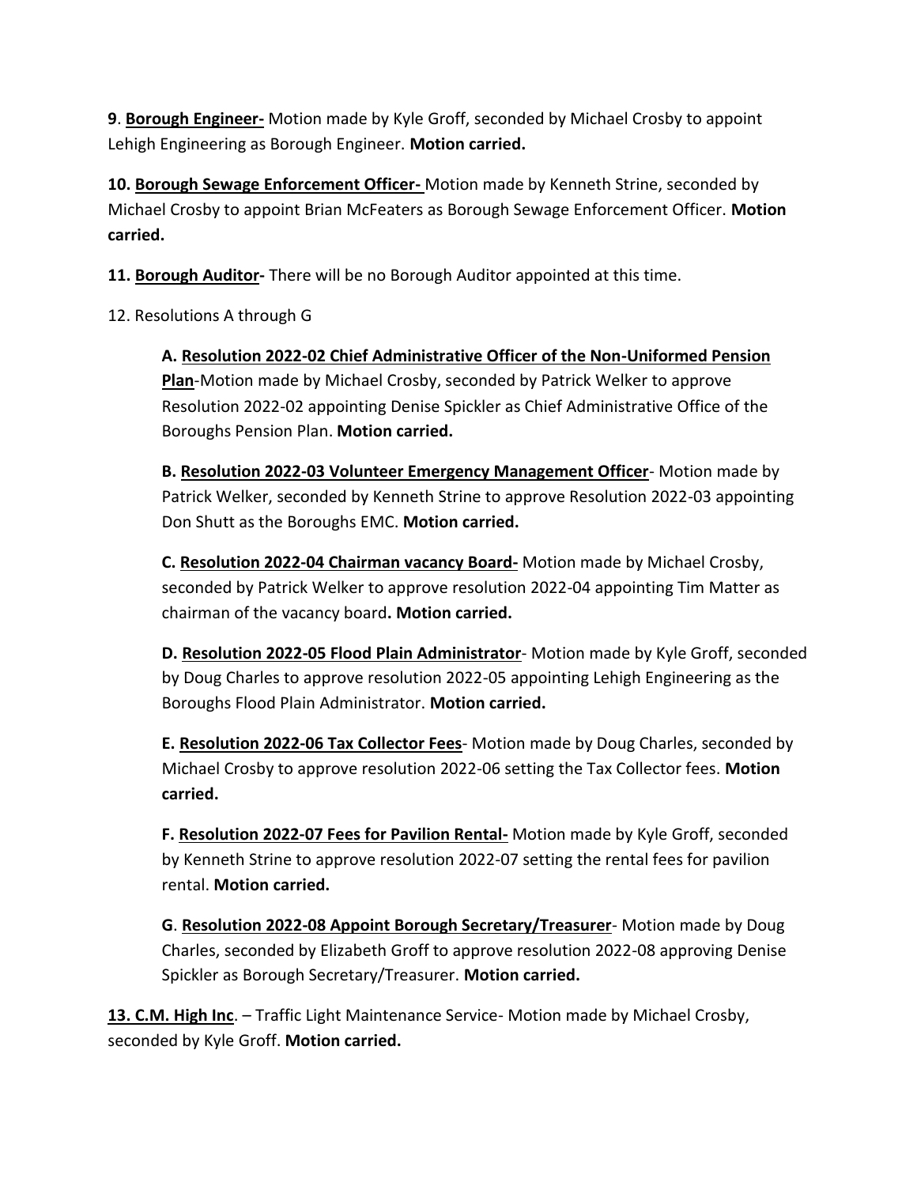**9**. **Borough Engineer-** Motion made by Kyle Groff, seconded by Michael Crosby to appoint Lehigh Engineering as Borough Engineer. **Motion carried.**

**10. Borough Sewage Enforcement Officer-** Motion made by Kenneth Strine, seconded by Michael Crosby to appoint Brian McFeaters as Borough Sewage Enforcement Officer. **Motion carried.**

**11. Borough Auditor-** There will be no Borough Auditor appointed at this time.

12. Resolutions A through G

> **A. Resolution 2022-02 Chief Administrative Officer of the Non-Uniformed Pension Plan**-Motion made by Michael Crosby, seconded by Patrick Welker to approve Resolution 2022-02 appointing Denise Spickler as Chief Administrative Office of the Boroughs Pension Plan. **Motion carried.**
>
> **B. Resolution 2022-03 Volunteer Emergency Management Officer**- Motion made by Patrick Welker, seconded by Kenneth Strine to approve Resolution 2022-03 appointing Don Shutt as the Boroughs EMC. **Motion carried.**
>
> **C. Resolution 2022-04 Chairman vacancy Board-** Motion made by Michael Crosby, seconded by Patrick Welker to approve resolution 2022-04 appointing Tim Matter as chairman of the vacancy board**. Motion carried.**
>
> **D. Resolution 2022-05 Flood Plain Administrator**- Motion made by Kyle Groff, seconded by Doug Charles to approve resolution 2022-05 appointing Lehigh Engineering as the Boroughs Flood Plain Administrator. **Motion carried.**
>
> **E. Resolution 2022-06 Tax Collector Fees**- Motion made by Doug Charles, seconded by Michael Crosby to approve resolution 2022-06 setting the Tax Collector fees. **Motion carried.**
>
> **F. Resolution 2022-07 Fees for Pavilion Rental-** Motion made by Kyle Groff, seconded by Kenneth Strine to approve resolution 2022-07 setting the rental fees for pavilion rental. **Motion carried.**
>
> **G**. **Resolution 2022-08 Appoint Borough Secretary/Treasurer**- Motion made by Doug Charles, seconded by Elizabeth Groff to approve resolution 2022-08 approving Denise Spickler as Borough Secretary/Treasurer. **Motion carried.**

**13. C.M. High Inc**. – Traffic Light Maintenance Service- Motion made by Michael Crosby, seconded by Kyle Groff. **Motion carried.**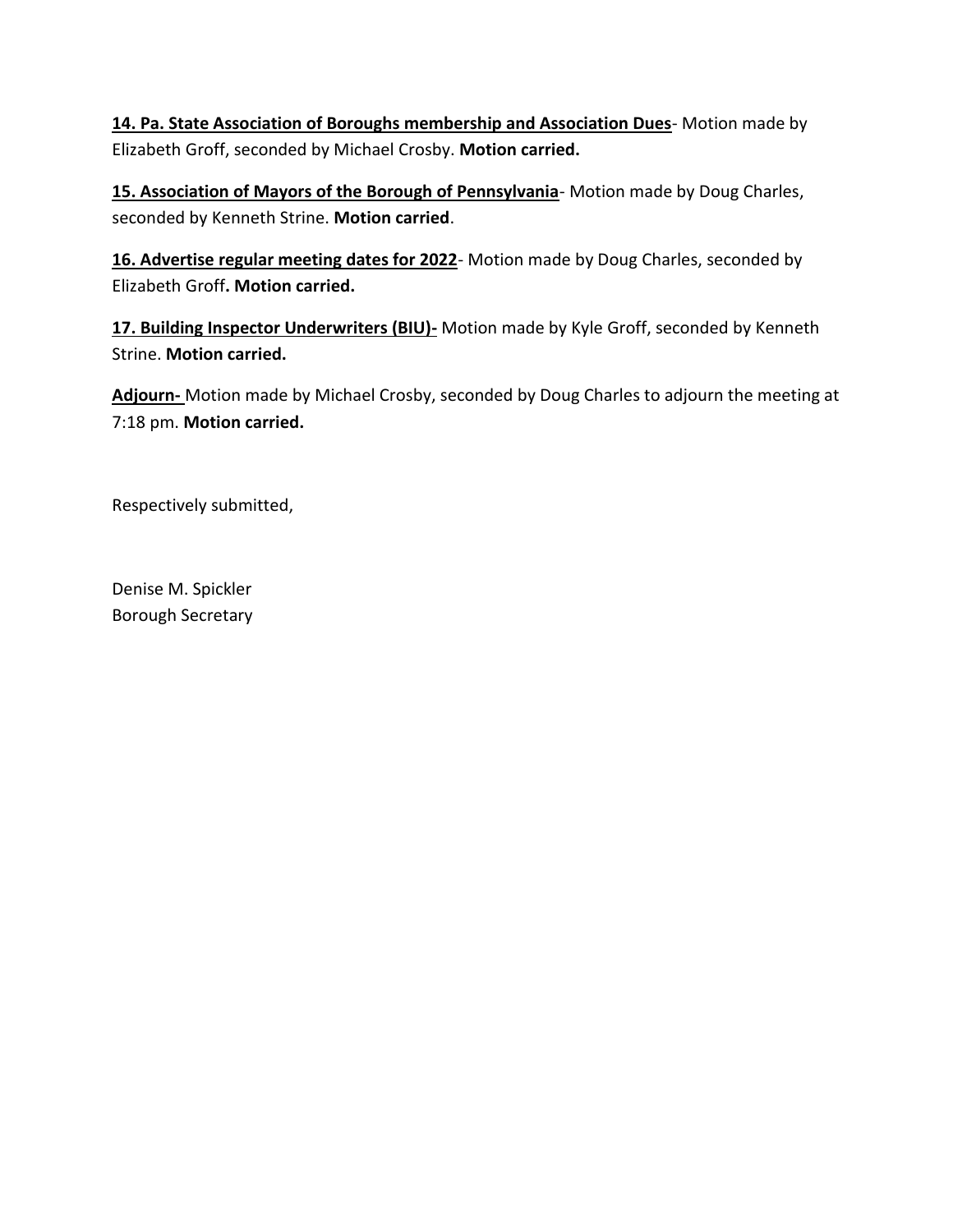**14. Pa. State Association of Boroughs membership and Association Dues**- Motion made by Elizabeth Groff, seconded by Michael Crosby. **Motion carried.**

**15. Association of Mayors of the Borough of Pennsylvania**- Motion made by Doug Charles, seconded by Kenneth Strine. **Motion carried**.

**16. Advertise regular meeting dates for 2022**- Motion made by Doug Charles, seconded by Elizabeth Groff**. Motion carried.**

**17. Building Inspector Underwriters (BIU)-** Motion made by Kyle Groff, seconded by Kenneth Strine. **Motion carried.**

**Adjourn-** Motion made by Michael Crosby, seconded by Doug Charles to adjourn the meeting at 7:18 pm. **Motion carried.**

Respectively submitted,

Denise M. Spickler
Borough Secretary